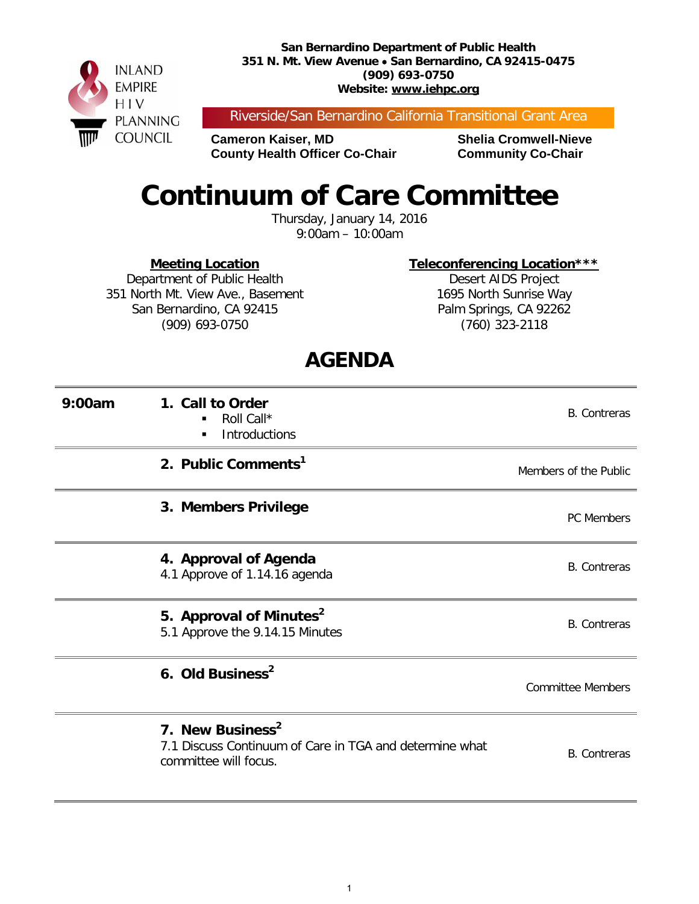INLAND EMPIRE HIV PLANNING COUNCIL

**San Bernardino Department of Public Health**
**351 N. Mt. View Avenue • San Bernardino, CA 92415-0475**
**(909) 693-0750**
**Website: www.iehpc.org**

Riverside/San Bernardino California Transitional Grant Area

**Cameron Kaiser, MD**
**County Health Officer Co-Chair**

**Shelia Cromwell-Nieve**
**Community Co-Chair**

# Continuum of Care Committee

Thursday, January 14, 2016
9:00am – 10:00am

**Meeting Location**
Department of Public Health
351 North Mt. View Ave., Basement
San Bernardino, CA 92415
(909) 693-0750

**Teleconferencing Location*****
Desert AIDS Project
1695 North Sunrise Way
Palm Springs, CA 92262
(760) 323-2118

## AGENDA

| Time | Item | Presenter |
|---|---|---|
| **9:00am** | **1. Call to Order**<br>▪ Roll Call*<br>▪ Introductions | B. Contreras |
| | **2. Public Comments[1]** | Members of the Public |
| | **3. Members Privilege** | PC Members |
| | **4. Approval of Agenda**<br>4.1 Approve of 1.14.16 agenda | B. Contreras |
| | **5. Approval of Minutes[2]**<br>5.1 Approve the 9.14.15 Minutes | B. Contreras |
| | **6. Old Business[2]** | Committee Members |
| | **7. New Business[2]**<br>7.1 Discuss Continuum of Care in TGA and determine what committee will focus. | B. Contreras |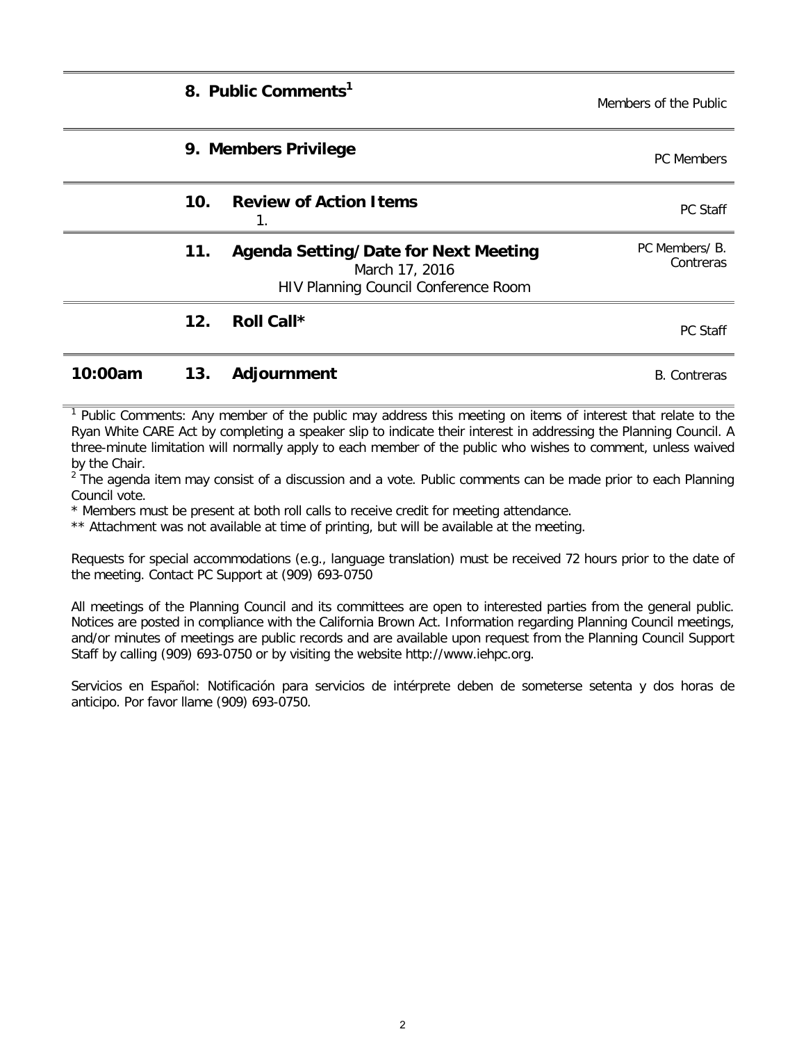| Time | # | Item | Presenter |
|---|---|---|---|
| | 8. | **Public Comments**[1] | Members of the Public |
| | 9. | **Members Privilege** | PC Members |
| | 10. | **Review of Action Items**<br>1. | PC Staff |
| | 11. | **Agenda Setting/Date for Next Meeting**<br>March 17, 2016<br>HIV Planning Council Conference Room | PC Members/ B. Contreras |
| | 12. | **Roll Call*** | PC Staff |
| **10:00am** | 13. | **Adjournment** | B. Contreras |

[1] Public Comments: Any member of the public may address this meeting on items of interest that relate to the Ryan White CARE Act by completing a speaker slip to indicate their interest in addressing the Planning Council. A three-minute limitation will normally apply to each member of the public who wishes to comment, unless waived by the Chair.

[2] The agenda item may consist of a discussion and a vote. Public comments can be made prior to each Planning Council vote.

* Members must be present at both roll calls to receive credit for meeting attendance.

** Attachment was not available at time of printing, but will be available at the meeting.

Requests for special accommodations (e.g., language translation) must be received 72 hours prior to the date of the meeting. Contact PC Support at (909) 693-0750

All meetings of the Planning Council and its committees are open to interested parties from the general public. Notices are posted in compliance with the California Brown Act. Information regarding Planning Council meetings, and/or minutes of meetings are public records and are available upon request from the Planning Council Support Staff by calling (909) 693-0750 or by visiting the website http://www.iehpc.org.

Servicios en Español: Notificación para servicios de intérprete deben de someterse setenta y dos horas de anticipo. Por favor llame (909) 693-0750.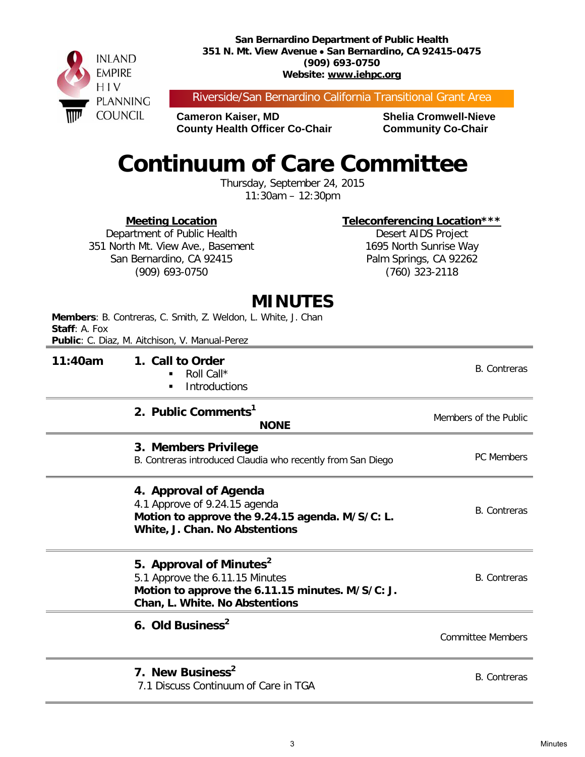INLAND EMPIRE HIV PLANNING COUNCIL

**San Bernardino Department of Public Health**
**351 N. Mt. View Avenue • San Bernardino, CA 92415-0475**
**(909) 693-0750**
**Website: www.iehpc.org**

Riverside/San Bernardino California Transitional Grant Area

**Cameron Kaiser, MD**
**County Health Officer Co-Chair**

**Shelia Cromwell-Nieve**
**Community Co-Chair**

# Continuum of Care Committee

Thursday, September 24, 2015
11:30am – 12:30pm

**Meeting Location**
Department of Public Health
351 North Mt. View Ave., Basement
San Bernardino, CA 92415
(909) 693-0750

**Teleconferencing Location*****
Desert AIDS Project
1695 North Sunrise Way
Palm Springs, CA 92262
(760) 323-2118

## MINUTES

**Members**: B. Contreras, C. Smith, Z. Weldon, L. White, J. Chan
**Staff**: A. Fox
**Public**: C. Diaz, M. Aitchison, V. Manual-Perez

| | | |
|---|---|---|
| **11:40am** | **1. Call to Order**<br>▪ Roll Call*<br>▪ Introductions | B. Contreras |
| | **2. Public Comments[1]**<br>**NONE** | Members of the Public |
| | **3. Members Privilege**<br>B. Contreras introduced Claudia who recently from San Diego | PC Members |
| | **4. Approval of Agenda**<br>4.1 Approve of 9.24.15 agenda<br>**Motion to approve the 9.24.15 agenda. M/S/C: L. White, J. Chan. No Abstentions** | B. Contreras |
| | **5. Approval of Minutes[2]**<br>5.1 Approve the 6.11.15 Minutes<br>**Motion to approve the 6.11.15 minutes. M/S/C: J. Chan, L. White. No Abstentions** | B. Contreras |
| | **6. Old Business[2]** | Committee Members |
| | **7. New Business[2]**<br>7.1 Discuss Continuum of Care in TGA | B. Contreras |

Minutes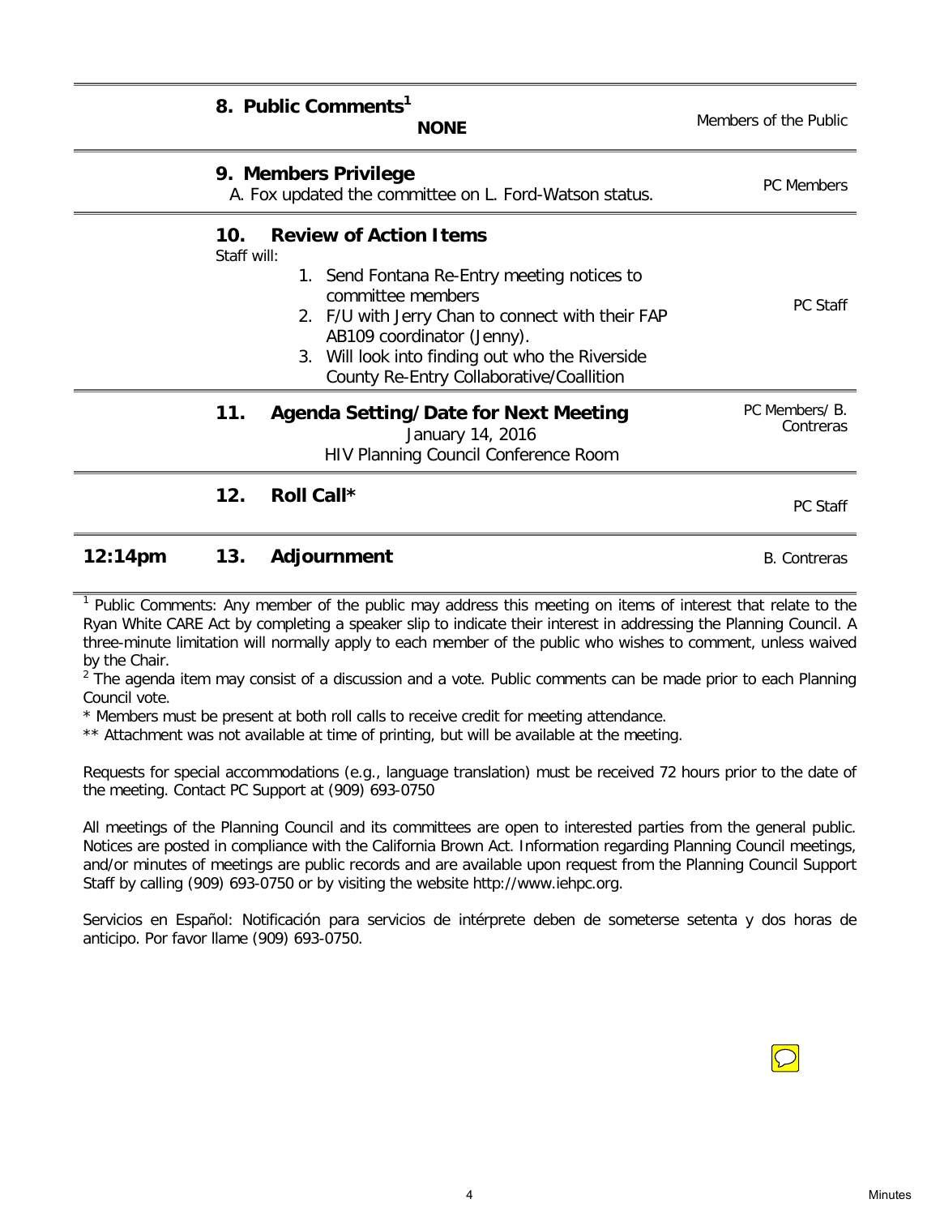| | | | |
|---|---|---|---|
| | **8. Public Comments**[1] | **NONE** | Members of the Public |
| | **9. Members Privilege** | A. Fox updated the committee on L. Ford-Watson status. | PC Members |
| | **10. Review of Action Items** | Staff will:<br>1. Send Fontana Re-Entry meeting notices to committee members<br>2. F/U with Jerry Chan to connect with their FAP AB109 coordinator (Jenny).<br>3. Will look into finding out who the Riverside County Re-Entry Collaborative/Coallition | PC Staff |
| | **11. Agenda Setting/Date for Next Meeting** | January 14, 2016<br>HIV Planning Council Conference Room | PC Members/ B. Contreras |
| | **12. Roll Call*** | | PC Staff |
| **12:14pm** | **13. Adjournment** | | B. Contreras |

[1] Public Comments: Any member of the public may address this meeting on items of interest that relate to the Ryan White CARE Act by completing a speaker slip to indicate their interest in addressing the Planning Council. A three-minute limitation will normally apply to each member of the public who wishes to comment, unless waived by the Chair.

[2] The agenda item may consist of a discussion and a vote. Public comments can be made prior to each Planning Council vote.

* Members must be present at both roll calls to receive credit for meeting attendance.

** Attachment was not available at time of printing, but will be available at the meeting.

Requests for special accommodations (e.g., language translation) must be received 72 hours prior to the date of the meeting. Contact PC Support at (909) 693-0750

All meetings of the Planning Council and its committees are open to interested parties from the general public. Notices are posted in compliance with the California Brown Act. Information regarding Planning Council meetings, and/or minutes of meetings are public records and are available upon request from the Planning Council Support Staff by calling (909) 693-0750 or by visiting the website http://www.iehpc.org.

Servicios en Español: Notificación para servicios de intérprete deben de someterse setenta y dos horas de anticipo. Por favor llame (909) 693-0750.